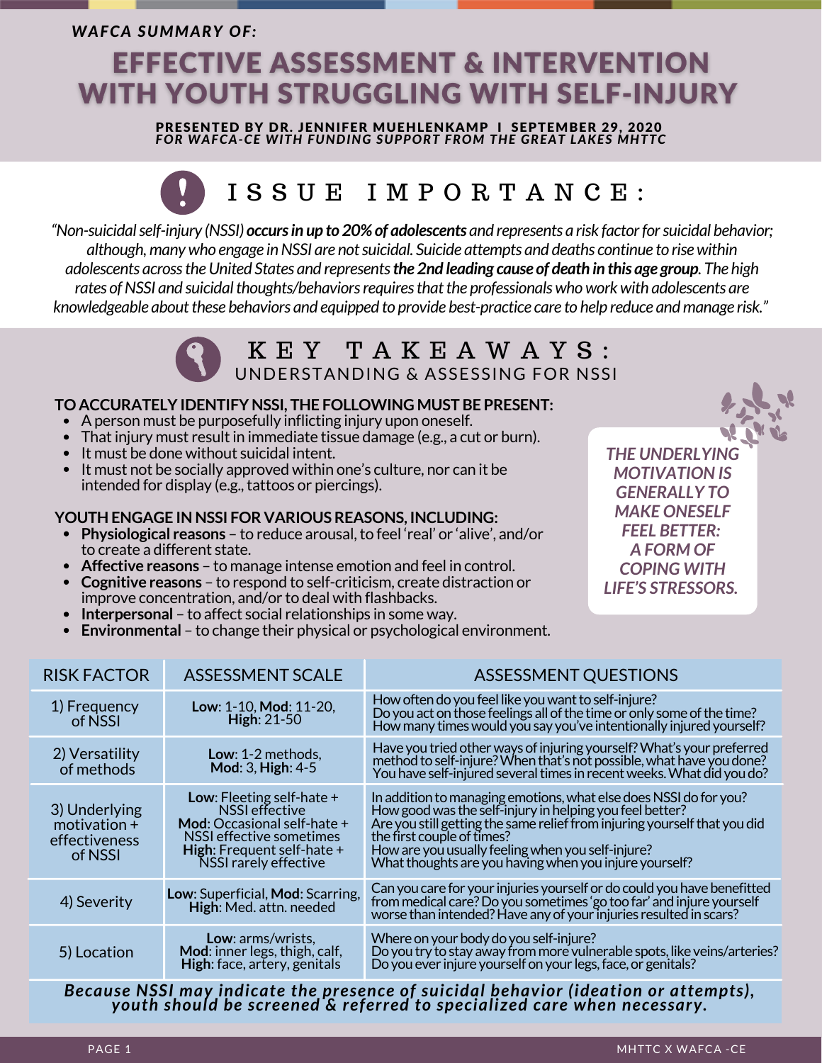*WAFCA SUMMARY OF:*

# EFFECTIVE ASSESSMENT & INTERVENTION WITH YOUTH STRUGGLING WITH SELF-INJURY

PRESENTED BY DR. JENNIFER MUEHLENKAMP I SEPTEMBER 29, 2020
*FOR WAFCA-CE WITH FUNDING SUPPORT FROM THE GREAT LAKES MHTTC*

## ISSUE IMPORTANCE:

*"Non-suicidal self-injury (NSSI) **occurs in up to 20% of adolescents** and represents a risk factor for suicidal behavior; although, many who engage in NSSI are not suicidal. Suicide attempts and deaths continue to rise within adolescents across the United States and represents **the 2nd leading cause of death in this age group**. The high rates of NSSI and suicidal thoughts/behaviors requires that the professionals who work with adolescents are knowledgeable about these behaviors and equipped to provide best-practice care to help reduce and manage risk."*

## KEY TAKEAWAYS:

### UNDERSTANDING & ASSESSING FOR NSSI

**TO ACCURATELY IDENTIFY NSSI, THE FOLLOWING MUST BE PRESENT:**

- A person must be purposefully inflicting injury upon oneself.
- That injury must result in immediate tissue damage (e.g., a cut or burn).
- It must be done without suicidal intent.
- It must not be socially approved within one's culture, nor can it be intended for display (e.g., tattoos or piercings).

**YOUTH ENGAGE IN NSSI FOR VARIOUS REASONS, INCLUDING:**

- **Physiological reasons** – to reduce arousal, to feel 'real' or 'alive', and/or to create a different state.
- **Affective reasons** – to manage intense emotion and feel in control.
- **Cognitive reasons** – to respond to self-criticism, create distraction or improve concentration, and/or to deal with flashbacks.
- **Interpersonal** – to affect social relationships in some way.
- **Environmental** – to change their physical or psychological environment.

***THE UNDERLYING MOTIVATION IS GENERALLY TO MAKE ONESELF FEEL BETTER: A FORM OF COPING WITH LIFE'S STRESSORS.***

| RISK FACTOR | ASSESSMENT SCALE | ASSESSMENT QUESTIONS |
|---|---|---|
| 1) Frequency of NSSI | **Low**: 1-10, **Mod**: 11-20, **High**: 21-50 | How often do you feel like you want to self-injure? Do you act on those feelings all of the time or only some of the time? How many times would you say you've intentionally injured yourself? |
| 2) Versatility of methods | **Low**: 1-2 methods, **Mod**: 3, **High**: 4-5 | Have you tried other ways of injuring yourself? What's your preferred method to self-injure? When that's not possible, what have you done? You have self-injured several times in recent weeks. What did you do? |
| 3) Underlying motivation + effectiveness of NSSI | **Low**: Fleeting self-hate + NSSI effective **Mod**: Occasional self-hate + NSSI effective sometimes **High**: Frequent self-hate + NSSI rarely effective | In addition to managing emotions, what else does NSSI do for you? How good was the self-injury in helping you feel better? Are you still getting the same relief from injuring yourself that you did the first couple of times? How are you usually feeling when you self-injure? What thoughts are you having when you injure yourself? |
| 4) Severity | **Low**: Superficial, **Mod**: Scarring, **High**: Med. attn. needed | Can you care for your injuries yourself or do could you have benefitted from medical care? Do you sometimes 'go too far' and injure yourself worse than intended? Have any of your injuries resulted in scars? |
| 5) Location | **Low**: arms/wrists, **Mod**: inner legs, thigh, calf, **High**: face, artery, genitals | Where on your body do you self-injure? Do you try to stay away from more vulnerable spots, like veins/arteries? Do you ever injure yourself on your legs, face, or genitals? |

***Because NSSI may indicate the presence of suicidal behavior (ideation or attempts), youth should be screened & referred to specialized care when necessary.***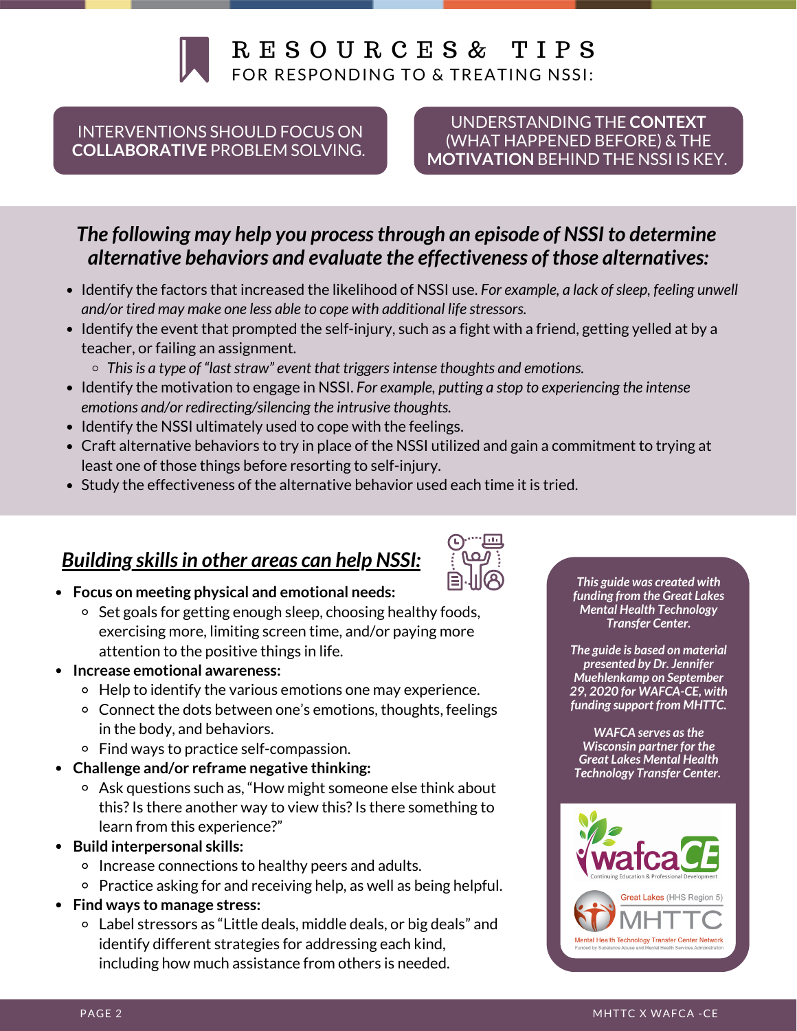# RESOURCES & TIPS
## FOR RESPONDING TO & TREATING NSSI:

INTERVENTIONS SHOULD FOCUS ON **COLLABORATIVE** PROBLEM SOLVING.

UNDERSTANDING THE **CONTEXT** (WHAT HAPPENED BEFORE) & THE **MOTIVATION** BEHIND THE NSSI IS KEY.

***The following may help you process through an episode of NSSI to determine alternative behaviors and evaluate the effectiveness of those alternatives:***

- Identify the factors that increased the likelihood of NSSI use. *For example, a lack of sleep, feeling unwell and/or tired may make one less able to cope with additional life stressors.*
- Identify the event that prompted the self-injury, such as a fight with a friend, getting yelled at by a teacher, or failing an assignment.
  - *This is a type of "last straw" event that triggers intense thoughts and emotions.*
- Identify the motivation to engage in NSSI. *For example, putting a stop to experiencing the intense emotions and/or redirecting/silencing the intrusive thoughts.*
- Identify the NSSI ultimately used to cope with the feelings.
- Craft alternative behaviors to try in place of the NSSI utilized and gain a commitment to trying at least one of those things before resorting to self-injury.
- Study the effectiveness of the alternative behavior used each time it is tried.

## ***Building skills in other areas can help NSSI:***

- **Focus on meeting physical and emotional needs:**
  - Set goals for getting enough sleep, choosing healthy foods, exercising more, limiting screen time, and/or paying more attention to the positive things in life.
- **Increase emotional awareness:**
  - Help to identify the various emotions one may experience.
  - Connect the dots between one's emotions, thoughts, feelings in the body, and behaviors.
  - Find ways to practice self-compassion.
- **Challenge and/or reframe negative thinking:**
  - Ask questions such as, "How might someone else think about this? Is there another way to view this? Is there something to learn from this experience?"
- **Build interpersonal skills:**
  - Increase connections to healthy peers and adults.
  - Practice asking for and receiving help, as well as being helpful.
- **Find ways to manage stress:**
  - Label stressors as "Little deals, middle deals, or big deals" and identify different strategies for addressing each kind, including how much assistance from others is needed.

*This guide was created with funding from the Great Lakes Mental Health Technology Transfer Center.*

*The guide is based on material presented by Dr. Jennifer Muehlenkamp on September 29, 2020 for WAFCA-CE, with funding support from MHTTC.*

*WAFCA serves as the Wisconsin partner for the Great Lakes Mental Health Technology Transfer Center.*

wafcaCE
Continuing Education & Professional Development

Great Lakes (HHS Region 5) MHTTC
Mental Health Technology Transfer Center Network
Funded by Substance Abuse and Mental Health Services Administration